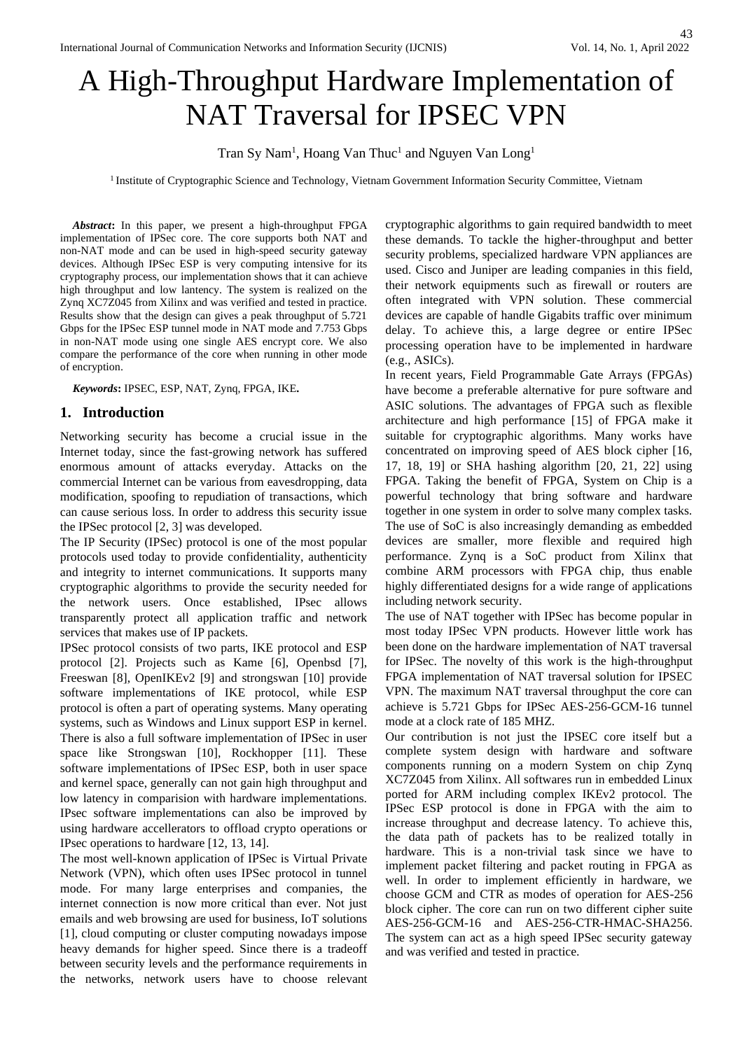# A High-Throughput Hardware Implementation of NAT Traversal for IPSEC VPN

Tran Sy Nam[1], Hoang Van Thuc[1] and Nguyen Van Long[1]

[1] Institute of Cryptographic Science and Technology, Vietnam Government Information Security Committee, Vietnam

***Abstract*:** In this paper, we present a high-throughput FPGA implementation of IPSec core. The core supports both NAT and non-NAT mode and can be used in high-speed security gateway devices. Although IPSec ESP is very computing intensive for its cryptography process, our implementation shows that it can achieve high throughput and low lantency. The system is realized on the Zynq XC7Z045 from Xilinx and was verified and tested in practice. Results show that the design can gives a peak throughput of 5.721 Gbps for the IPSec ESP tunnel mode in NAT mode and 7.753 Gbps in non-NAT mode using one single AES encrypt core. We also compare the performance of the core when running in other mode of encryption.

***Keywords*:** IPSEC, ESP, NAT, Zynq, FPGA, IKE**.**

## 1. Introduction

Networking security has become a crucial issue in the Internet today, since the fast-growing network has suffered enormous amount of attacks everyday. Attacks on the commercial Internet can be various from eavesdropping, data modification, spoofing to repudiation of transactions, which can cause serious loss. In order to address this security issue the IPSec protocol [2, 3] was developed.

The IP Security (IPSec) protocol is one of the most popular protocols used today to provide confidentiality, authenticity and integrity to internet communications. It supports many cryptography algorithms to provide the security needed for the network users. Once established, IPsec allows transparently protect all application traffic and network services that makes use of IP packets.

IPSec protocol consists of two parts, IKE protocol and ESP protocol [2]. Projects such as Kame [6], Openbsd [7], Freeswan [8], OpenIKEv2 [9] and strongswan [10] provide software implementations of IKE protocol, while ESP protocol is often a part of operating systems. Many operating systems, such as Windows and Linux support ESP in kernel. There is also a full software implementation of IPSec in user space like Strongswan [10], Rockhopper [11]. These software implementations of IPSec ESP, both in user space and kernel space, generally can not gain high throughput and low latency in comparision with hardware implementations. IPsec software implementations can also be improved by using hardware accellerators to offload crypto operations or IPsec operations to hardware [12, 13, 14].

The most well-known application of IPSec is Virtual Private Network (VPN), which often uses IPSec protocol in tunnel mode. For many large enterprises and companies, the internet connection is now more critical than ever. Not just emails and web browsing are used for business, IoT solutions [1], cloud computing or cluster computing nowadays impose heavy demands for higher speed. Since there is a tradeoff between security levels and the performance requirements in the networks, network users have to choose relevant cryptographic algorithms to gain required bandwidth to meet these demands. To tackle the higher-throughput and better security problems, specialized hardware VPN appliances are used. Cisco and Juniper are leading companies in this field, their network equipments such as firewall or routers are often integrated with VPN solution. These commercial devices are capable of handle Gigabits traffic over minimum delay. To achieve this, a large degree or entire IPSec processing operation have to be implemented in hardware (e.g., ASICs).

In recent years, Field Programmable Gate Arrays (FPGAs) have become a preferable alternative for pure software and ASIC solutions. The advantages of FPGA such as flexible architecture and high performance [15] of FPGA make it suitable for cryptographic algorithms. Many works have concentrated on improving speed of AES block cipher [16, 17, 18, 19] or SHA hashing algorithm [20, 21, 22] using FPGA. Taking the benefit of FPGA, System on Chip is a powerful technology that bring software and hardware together in one system in order to solve many complex tasks. The use of SoC is also increasingly demanding as embedded devices are smaller, more flexible and required high performance. Zynq is a SoC product from Xilinx that combine ARM processors with FPGA chip, thus enable highly differentiated designs for a wide range of applications including network security.

The use of NAT together with IPSec has become popular in most today IPSec VPN products. However little work has been done on the hardware implementation of NAT traversal for IPSec. The novelty of this work is the high-throughput FPGA implementation of NAT traversal solution for IPSEC VPN. The maximum NAT traversal throughput the core can achieve is 5.721 Gbps for IPSec AES-256-GCM-16 tunnel mode at a clock rate of 185 MHZ.

Our contribution is not just the IPSEC core itself but a complete system design with hardware and software components running on a modern System on chip Zynq XC7Z045 from Xilinx. All softwares run in embedded Linux ported for ARM including complex IKEv2 protocol. The IPSec ESP protocol is done in FPGA with the aim to increase throughput and decrease latency. To achieve this, the data path of packets has to be realized totally in hardware. This is a non-trivial task since we have to implement packet filtering and packet routing in FPGA as well. In order to implement efficiently in hardware, we choose GCM and CTR as modes of operation for AES-256 block cipher. The core can run on two different cipher suite AES-256-GCM-16 and AES-256-CTR-HMAC-SHA256. The system can act as a high speed IPSec security gateway and was verified and tested in practice.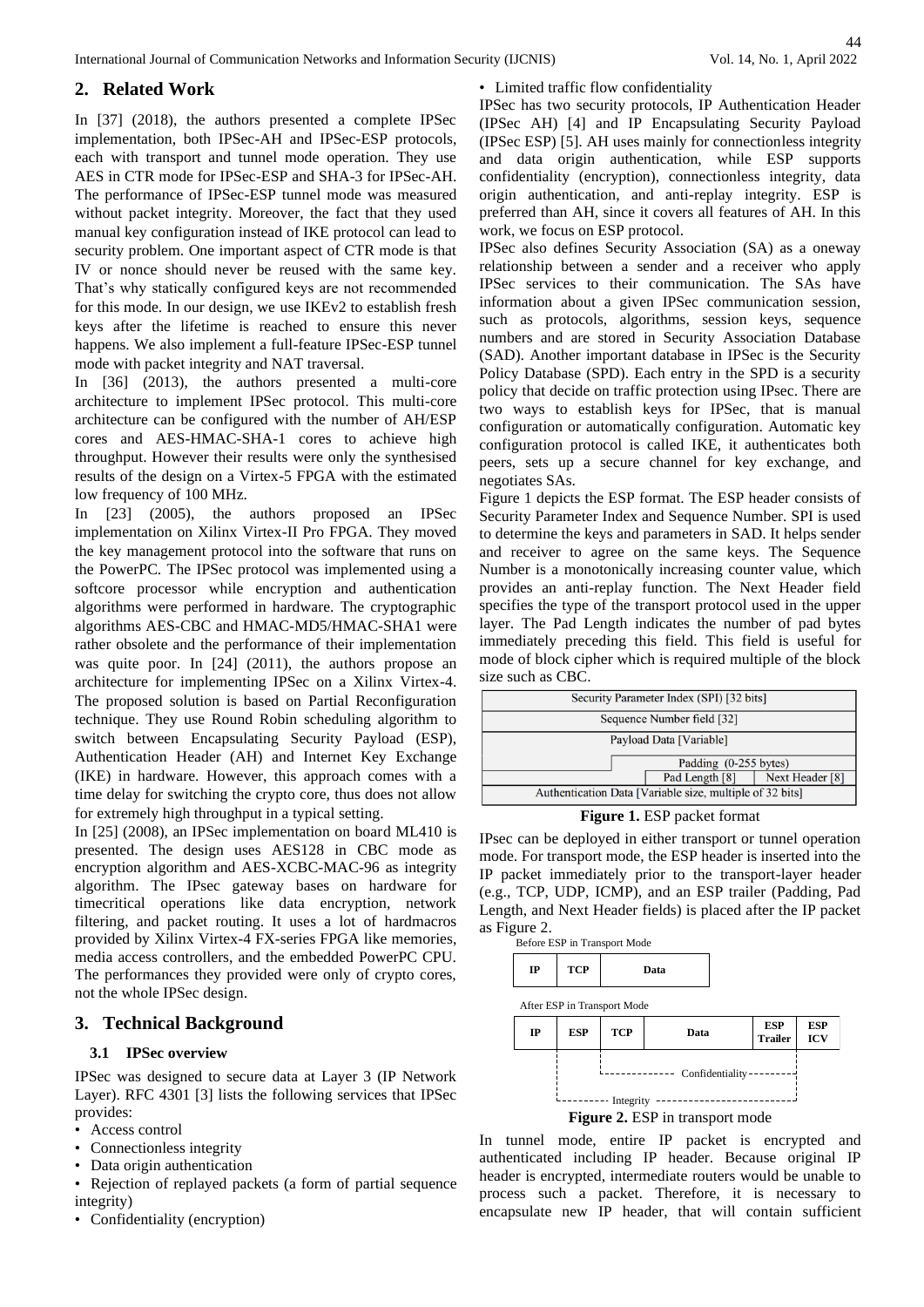## 2. Related Work

In [37] (2018), the authors presented a complete IPSec implementation, both IPSec-AH and IPSec-ESP protocols, each with transport and tunnel mode operation. They use AES in CTR mode for IPSec-ESP and SHA-3 for IPSec-AH. The performance of IPSec-ESP tunnel mode was measured without packet integrity. Moreover, the fact that they used manual key configuration instead of IKE protocol can lead to security problem. One important aspect of CTR mode is that IV or nonce should never be reused with the same key. That's why statically configured keys are not recommended for this mode. In our design, we use IKEv2 to establish fresh keys after the lifetime is reached to ensure this never happens. We also implement a full-feature IPSec-ESP tunnel mode with packet integrity and NAT traversal.

In [36] (2013), the authors presented a multi-core architecture to implement IPSec protocol. This multi-core architecture can be configured with the number of AH/ESP cores and AES-HMAC-SHA-1 cores to achieve high throughput. However their results were only the synthesised results of the design on a Virtex-5 FPGA with the estimated low frequency of 100 MHz.

In [23] (2005), the authors proposed an IPSec implementation on Xilinx Virtex-II Pro FPGA. They moved the key management protocol into the software that runs on the PowerPC. The IPSec protocol was implemented using a softcore processor while encryption and authentication algorithms were performed in hardware. The cryptographic algorithms AES-CBC and HMAC-MD5/HMAC-SHA1 were rather obsolete and the performance of their implementation was quite poor. In [24] (2011), the authors propose an architecture for implementing IPSec on a Xilinx Virtex-4. The proposed solution is based on Partial Reconfiguration technique. They use Round Robin scheduling algorithm to switch between Encapsulating Security Payload (ESP), Authentication Header (AH) and Internet Key Exchange (IKE) in hardware. However, this approach comes with a time delay for switching the crypto core, thus does not allow for extremely high throughput in a typical setting.

In [25] (2008), an IPSec implementation on board ML410 is presented. The design uses AES128 in CBC mode as encryption algorithm and AES-XCBC-MAC-96 as integrity algorithm. The IPsec gateway bases on hardware for timecritical operations like data encryption, network filtering, and packet routing. It uses a lot of hardmacros provided by Xilinx Virtex-4 FX-series FPGA like memories, media access controllers, and the embedded PowerPC CPU. The performances they provided were only of crypto cores, not the whole IPSec design.

## 3. Technical Background

### 3.1 IPSec overview

IPSec was designed to secure data at Layer 3 (IP Network Layer). RFC 4301 [3] lists the following services that IPSec provides:

- Access control
- Connectionless integrity
- Data origin authentication
- Rejection of replayed packets (a form of partial sequence integrity)
- Confidentiality (encryption)
- Limited traffic flow confidentiality

IPSec has two security protocols, IP Authentication Header (IPSec AH) [4] and IP Encapsulating Security Payload (IPSec ESP) [5]. AH uses mainly for connectionless integrity and data origin authentication, while ESP supports confidentiality (encryption), connectionless integrity, data origin authentication, and anti-replay integrity. ESP is preferred than AH, since it covers all features of AH. In this work, we focus on ESP protocol.

IPSec also defines Security Association (SA) as a oneway relationship between a sender and a receiver who apply IPSec services to their communication. The SAs have information about a given IPSec communication session, such as protocols, algorithms, session keys, sequence numbers and are stored in Security Association Database (SAD). Another important database in IPSec is the Security Policy Database (SPD). Each entry in the SPD is a security policy that decide on traffic protection using IPsec. There are two ways to establish keys for IPSec, that is manual configuration or automatically configuration. Automatic key configuration protocol is called IKE, it authenticates both peers, sets up a secure channel for key exchange, and negotiates SAs.

Figure 1 depicts the ESP format. The ESP header consists of Security Parameter Index and Sequence Number. SPI is used to determine the keys and parameters in SAD. It helps sender and receiver to agree on the same keys. The Sequence Number is a monotonically increasing counter value, which provides an anti-replay function. The Next Header field specifies the type of the transport protocol used in the upper layer. The Pad Length indicates the number of pad bytes immediately preceding this field. This field is useful for mode of block cipher which is required multiple of the block size such as CBC.

| Security Parameter Index (SPI) [32 bits] | | |
|---|---|---|
| Sequence Number field [32] | | |
| Payload Data [Variable] | | |
| | Padding (0-255 bytes) | |
| | Pad Length [8] | Next Header [8] |
| Authentication Data [Variable size, multiple of 32 bits] | | |

**Figure 1.** ESP packet format

IPsec can be deployed in either transport or tunnel operation mode. For transport mode, the ESP header is inserted into the IP packet immediately prior to the transport-layer header (e.g., TCP, UDP, ICMP), and an ESP trailer (Padding, Pad Length, and Next Header fields) is placed after the IP packet as Figure 2.

Before ESP in Transport Mode

| IP | TCP | Data |
|---|---|---|

After ESP in Transport Mode

| IP | ESP | TCP | Data | ESP Trailer | ESP ICV |
|---|---|---|---|---|---|

Confidentiality: TCP … ESP Trailer; Integrity: ESP … ESP Trailer

**Figure 2.** ESP in transport mode

In tunnel mode, entire IP packet is encrypted and authenticated including IP header. Because original IP header is encrypted, intermediate routers would be unable to process such a packet. Therefore, it is necessary to encapsulate new IP header, that will contain sufficient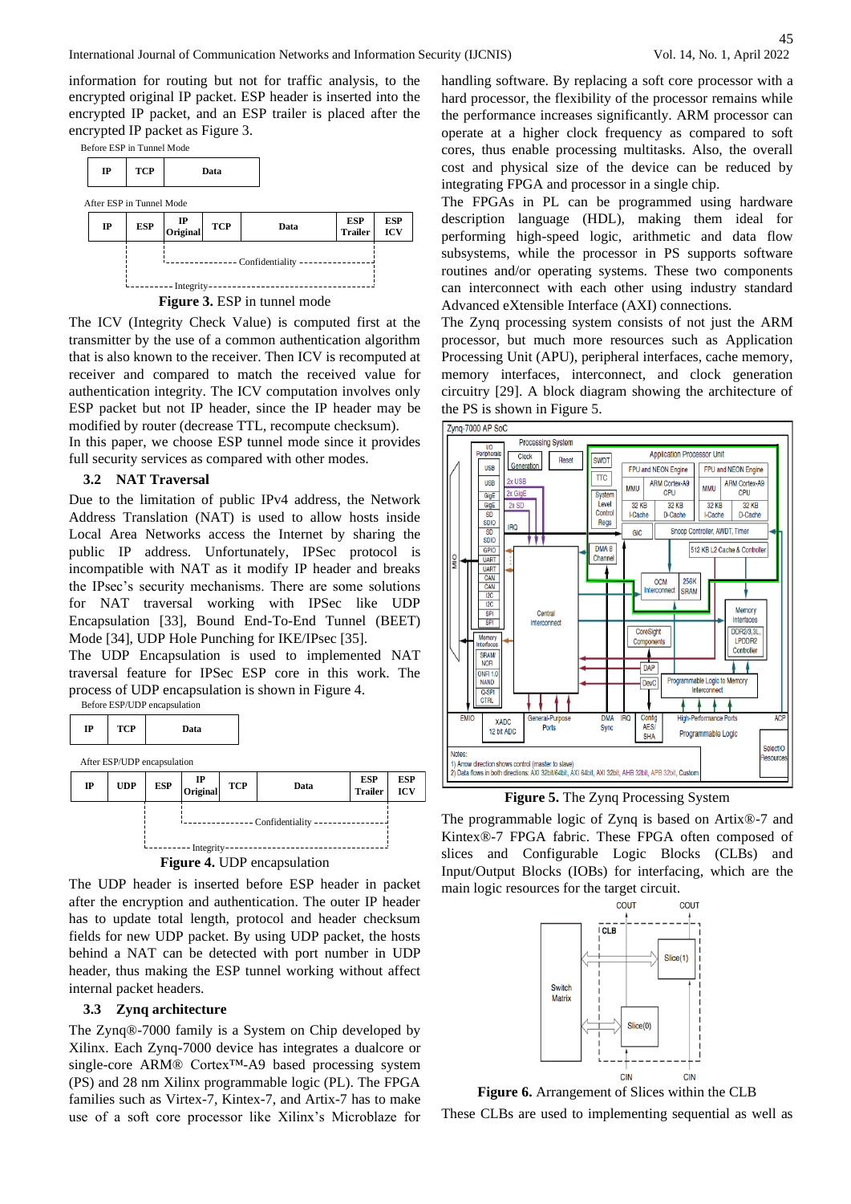information for routing but not for traffic analysis, to the encrypted original IP packet. ESP header is inserted into the encrypted IP packet, and an ESP trailer is placed after the encrypted IP packet as Figure 3.

**Figure 3.** ESP in tunnel mode

The ICV (Integrity Check Value) is computed first at the transmitter by the use of a common authentication algorithm that is also known to the receiver. Then ICV is recomputed at receiver and compared to match the received value for authentication integrity. The ICV computation involves only ESP packet but not IP header, since the IP header may be modified by router (decrease TTL, recompute checksum).

In this paper, we choose ESP tunnel mode since it provides full security services as compared with other modes.

### 3.2 NAT Traversal

Due to the limitation of public IPv4 address, the Network Address Translation (NAT) is used to allow hosts inside Local Area Networks access the Internet by sharing the public IP address. Unfortunately, IPSec protocol is incompatible with NAT as it modify IP header and breaks the IPsec's security mechanisms. There are some solutions for NAT traversal working with IPSec like UDP Encapsulation [33], Bound End-To-End Tunnel (BEET) Mode [34], UDP Hole Punching for IKE/IPsec [35].

The UDP Encapsulation is used to implemented NAT traversal feature for IPSec ESP core in this work. The process of UDP encapsulation is shown in Figure 4.

**Figure 4.** UDP encapsulation

The UDP header is inserted before ESP header in packet after the encryption and authentication. The outer IP header has to update total length, protocol and header checksum fields for new UDP packet. By using UDP packet, the hosts behind a NAT can be detected with port number in UDP header, thus making the ESP tunnel working without affect internal packet headers.

### 3.3 Zynq architecture

The Zynq®-7000 family is a System on Chip developed by Xilinx. Each Zynq-7000 device has integrates a dualcore or single-core ARM® Cortex™-A9 based processing system (PS) and 28 nm Xilinx programmable logic (PL). The FPGA families such as Virtex-7, Kintex-7, and Artix-7 has to make use of a soft core processor like Xilinx's Microblaze for handling software. By replacing a soft core processor with a hard processor, the flexibility of the processor remains while the performance increases significantly. ARM processor can operate at a higher clock frequency as compared to soft cores, thus enable processing multitasks. Also, the overall cost and physical size of the device can be reduced by integrating FPGA and processor in a single chip.

The FPGAs in PL can be programmed using hardware description language (HDL), making them ideal for performing high-speed logic, arithmetic and data flow subsystems, while the processor in PS supports software routines and/or operating systems. These two components can interconnect with each other using industry standard Advanced eXtensible Interface (AXI) connections.

The Zynq processing system consists of not just the ARM processor, but much more resources such as Application Processing Unit (APU), peripheral interfaces, cache memory, memory interfaces, interconnect, and clock generation circuitry [29]. A block diagram showing the architecture of the PS is shown in Figure 5.

**Figure 5.** The Zynq Processing System

The programmable logic of Zynq is based on Artix®-7 and Kintex®-7 FPGA fabric. These FPGA often composed of slices and Configurable Logic Blocks (CLBs) and Input/Output Blocks (IOBs) for interfacing, which are the main logic resources for the target circuit.

**Figure 6.** Arrangement of Slices within the CLB

These CLBs are used to implementing sequential as well as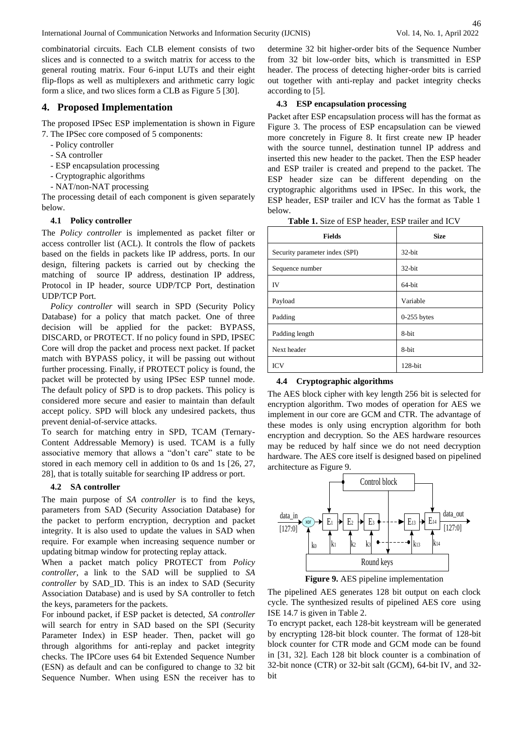combinatorial circuits. Each CLB element consists of two slices and is connected to a switch matrix for access to the general routing matrix. Four 6-input LUTs and their eight flip-flops as well as multiplexers and arithmetic carry logic form a slice, and two slices form a CLB as Figure 5 [30].

## 4. Proposed Implementation

The proposed IPSec ESP implementation is shown in Figure 7. The IPSec core composed of 5 components:

- Policy controller
- SA controller
- ESP encapsulation processing
- Cryptographic algorithms
- NAT/non-NAT processing

The processing detail of each component is given separately below.

### 4.1 Policy controller

The *Policy controller* is implemented as packet filter or access controller list (ACL). It controls the flow of packets based on the fields in packets like IP address, ports. In our design, filtering packets is carried out by checking the matching of source IP address, destination IP address, Protocol in IP header, source UDP/TCP Port, destination UDP/TCP Port.

*Policy controller* will search in SPD (Security Policy Database) for a policy that match packet. One of three decision will be applied for the packet: BYPASS, DISCARD, or PROTECT. If no policy found in SPD, IPSEC Core will drop the packet and process next packet. If packet match with BYPASS policy, it will be passing out without further processing. Finally, if PROTECT policy is found, the packet will be protected by using IPSec ESP tunnel mode. The default policy of SPD is to drop packets. This policy is considered more secure and easier to maintain than default accept policy. SPD will block any undesired packets, thus prevent denial-of-service attacks.

To search for matching entry in SPD, TCAM (Ternary-Content Addressable Memory) is used. TCAM is a fully associative memory that allows a "don't care" state to be stored in each memory cell in addition to 0s and 1s [26, 27, 28], that is totally suitable for searching IP address or port.

### 4.2 SA controller

The main purpose of *SA controller* is to find the keys, parameters from SAD (Security Association Database) for the packet to perform encryption, decryption and packet integrity. It is also used to update the values in SAD when require. For example when increasing sequence number or updating bitmap window for protecting replay attack.

When a packet match policy PROTECT from *Policy controller*, a link to the SAD will be supplied to *SA controller* by SAD_ID. This is an index to SAD (Security Association Database) and is used by SA controller to fetch the keys, parameters for the packets.

For inbound packet, if ESP packet is detected, *SA controller* will search for entry in SAD based on the SPI (Security Parameter Index) in ESP header. Then, packet will go through algorithms for anti-replay and packet integrity checks. The IPCore uses 64 bit Extended Sequence Number (ESN) as default and can be configured to change to 32 bit Sequence Number. When using ESN the receiver has to determine 32 bit higher-order bits of the Sequence Number from 32 bit low-order bits, which is transmitted in ESP header. The process of detecting higher-order bits is carried out together with anti-replay and packet integrity checks according to [5].

### 4.3 ESP encapsulation processing

Packet after ESP encapsulation process will has the format as Figure 3. The process of ESP encapsulation can be viewed more concretely in Figure 8. It first create new IP header with the source tunnel, destination tunnel IP address and inserted this new header to the packet. Then the ESP header and ESP trailer is created and prepend to the packet. The ESP header size can be different depending on the cryptographic algorithms used in IPSec. In this work, the ESP header, ESP trailer and ICV has the format as Table 1 below.

**Table 1.** Size of ESP header, ESP trailer and ICV

| Fields | Size |
|---|---|
| Security parameter index (SPI) | 32-bit |
| Sequence number | 32-bit |
| IV | 64-bit |
| Payload | Variable |
| Padding | 0-255 bytes |
| Padding length | 8-bit |
| Next header | 8-bit |
| ICV | 128-bit |

### 4.4 Cryptographic algorithms

The AES block cipher with key length 256 bit is selected for encryption algorithm. Two modes of operation for AES we implement in our core are GCM and CTR. The advantage of these modes is only using encryption algorithm for both encryption and decryption. So the AES hardware resources may be reduced by half since we do not need decryption hardware. The AES core itself is designed based on pipelined architecture as Figure 9.

**Figure 9.** AES pipeline implementation

The pipelined AES generates 128 bit output on each clock cycle. The synthesized results of pipelined AES core using ISE 14.7 is given in Table 2.

To encrypt packet, each 128-bit keystream will be generated by encrypting 128-bit block counter. The format of 128-bit block counter for CTR mode and GCM mode can be found in [31, 32]. Each 128 bit block counter is a combination of 32-bit nonce (CTR) or 32-bit salt (GCM), 64-bit IV, and 32-bit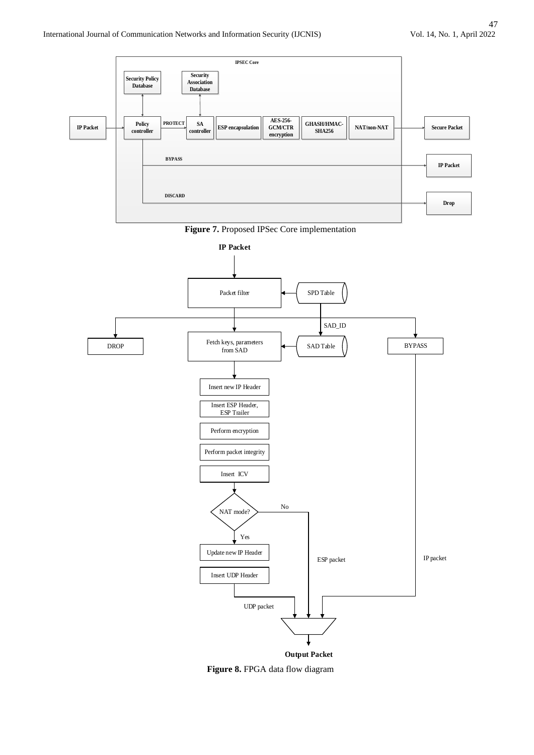**Figure 7.** Proposed IPSec Core implementation

**Figure 8.** FPGA data flow diagram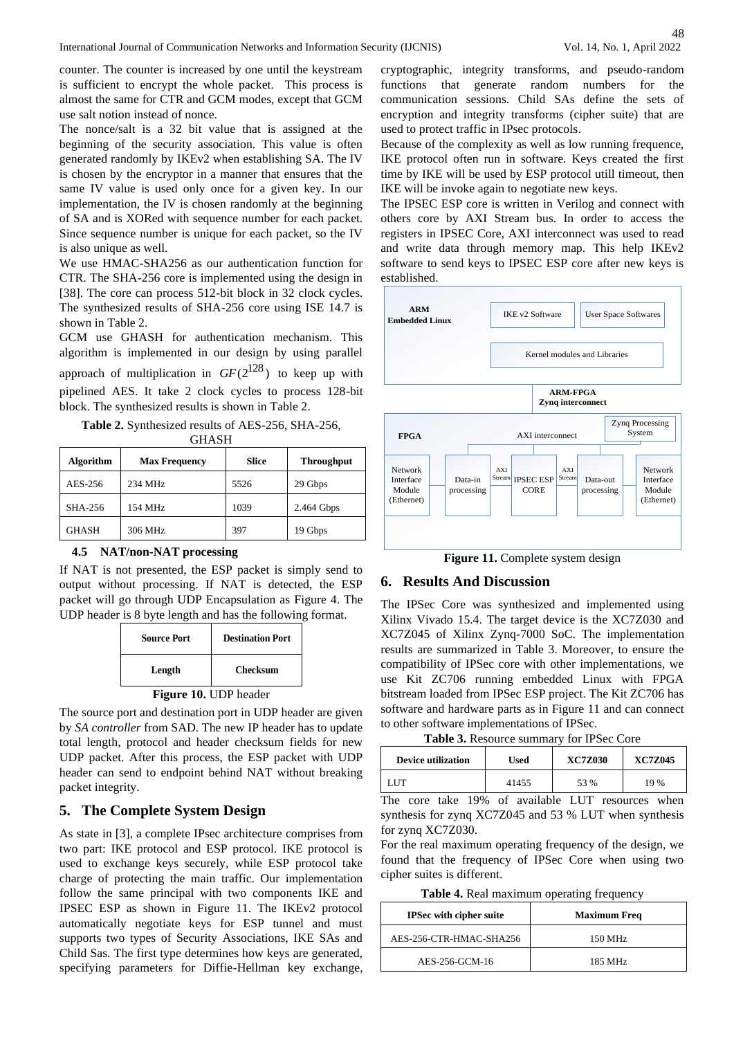counter. The counter is increased by one until the keystream is sufficient to encrypt the whole packet. This process is almost the same for CTR and GCM modes, except that GCM use salt notion instead of nonce.

The nonce/salt is a 32 bit value that is assigned at the beginning of the security association. This value is often generated randomly by IKEv2 when establishing SA. The IV is chosen by the encryptor in a manner that ensures that the same IV value is used only once for a given key. In our implementation, the IV is chosen randomly at the beginning of SA and is XORed with sequence number for each packet. Since sequence number is unique for each packet, so the IV is also unique as well.

We use HMAC-SHA256 as our authentication function for CTR. The SHA-256 core is implemented using the design in [38]. The core can process 512-bit block in 32 clock cycles. The synthesized results of SHA-256 core using ISE 14.7 is shown in Table 2.

GCM use GHASH for authentication mechanism. This algorithm is implemented in our design by using parallel approach of multiplication in $GF(2^{128})$ to keep up with pipelined AES. It take 2 clock cycles to process 128-bit block. The synthesized results is shown in Table 2.

**Table 2.** Synthesized results of AES-256, SHA-256, GHASH

| Algorithm | Max Frequency | Slice | Throughput |
|---|---|---|---|
| AES-256 | 234 MHz | 5526 | 29 Gbps |
| SHA-256 | 154 MHz | 1039 | 2.464 Gbps |
| GHASH | 306 MHz | 397 | 19 Gbps |

### 4.5 NAT/non-NAT processing

If NAT is not presented, the ESP packet is simply send to output without processing. If NAT is detected, the ESP packet will go through UDP Encapsulation as Figure 4. The UDP header is 8 byte length and has the following format.

| Source Port | Destination Port |
|---|---|
| Length | Checksum |

**Figure 10.** UDP header

The source port and destination port in UDP header are given by *SA controller* from SAD. The new IP header has to update total length, protocol and header checksum fields for new UDP packet. After this process, the ESP packet with UDP header can send to endpoint behind NAT without breaking packet integrity.

## 5. The Complete System Design

As state in [3], a complete IPsec architecture comprises from two part: IKE protocol and ESP protocol. IKE protocol is used to exchange keys securely, while ESP protocol take charge of protecting the main traffic. Our implementation follow the same principal with two components IKE and IPSEC ESP as shown in Figure 11. The IKEv2 protocol automatically negotiate keys for ESP tunnel and must supports two types of Security Associations, IKE SAs and Child Sas. The first type determines how keys are generated, specifying parameters for Diffie-Hellman key exchange, cryptographic, integrity transforms, and pseudo-random functions that generate random numbers for the communication sessions. Child SAs define the sets of encryption and integrity transforms (cipher suite) that are used to protect traffic in IPsec protocols.

Because of the complexity as well as low running frequence, IKE protocol often run in software. Keys created the first time by IKE will be used by ESP protocol utill timeout, then IKE will be invoke again to negotiate new keys.

The IPSEC ESP core is written in Verilog and connect with others core by AXI Stream bus. In order to access the registers in IPSEC Core, AXI interconnect was used to read and write data through memory map. This help IKEv2 software to send keys to IPSEC ESP core after new keys is established.

**Figure 11.** Complete system design

## 6. Results And Discussion

The IPSec Core was synthesized and implemented using Xilinx Vivado 15.4. The target device is the XC7Z030 and XC7Z045 of Xilinx Zynq-7000 SoC. The implementation results are summarized in Table 3. Moreover, to ensure the compatibility of IPSec core with other implementations, we use Kit ZC706 running embedded Linux with FPGA bitstream loaded from IPSec ESP project. The Kit ZC706 has software and hardware parts as in Figure 11 and can connect to other software implementations of IPSec.

**Table 3.** Resource summary for IPSec Core

| Device utilization | Used | XC7Z030 | XC7Z045 |
|---|---|---|---|
| LUT | 41455 | 53 % | 19 % |

The core take 19% of available LUT resources when synthesis for zynq XC7Z045 and 53 % LUT when synthesis for zynq XC7Z030.

For the real maximum operating frequency of the design, we found that the frequency of IPSec Core when using two cipher suites is different.

**Table 4.** Real maximum operating frequency

| IPSec with cipher suite | Maximum Freq |
|---|---|
| AES-256-CTR-HMAC-SHA256 | 150 MHz |
| AES-256-GCM-16 | 185 MHz |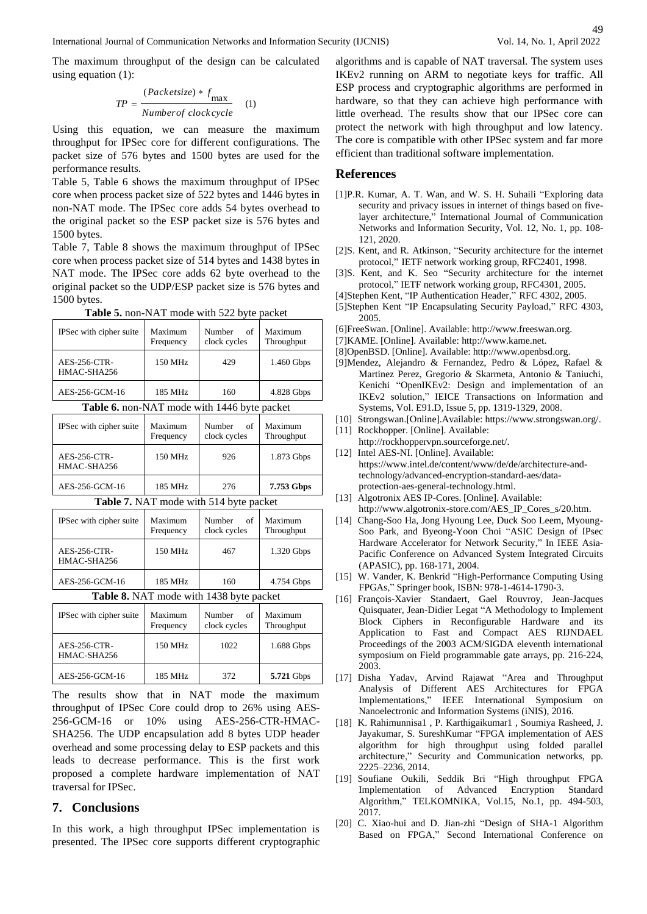The maximum throughput of the design can be calculated using equation (1):

$$TP = \frac{(Packetsize) * f_{\max}}{Number of\ clock cycle} \quad (1)$$

Using this equation, we can measure the maximum throughput for IPSec core for different configurations. The packet size of 576 bytes and 1500 bytes are used for the performance results.

Table 5, Table 6 shows the maximum throughput of IPSec core when process packet size of 522 bytes and 1446 bytes in non-NAT mode. The IPSec core adds 54 bytes overhead to the original packet so the ESP packet size is 576 bytes and 1500 bytes.

Table 7, Table 8 shows the maximum throughput of IPSec core when process packet size of 514 bytes and 1438 bytes in NAT mode. The IPSec core adds 62 byte overhead to the original packet so the UDP/ESP packet size is 576 bytes and 1500 bytes.

**Table 5.** non-NAT mode with 522 byte packet

| IPSec with cipher suite | Maximum Frequency | Number of clock cycles | Maximum Throughput |
|---|---|---|---|
| AES-256-CTR-HMAC-SHA256 | 150 MHz | 429 | 1.460 Gbps |
| AES-256-GCM-16 | 185 MHz | 160 | 4.828 Gbps |

**Table 6.** non-NAT mode with 1446 byte packet

| IPSec with cipher suite | Maximum Frequency | Number of clock cycles | Maximum Throughput |
|---|---|---|---|
| AES-256-CTR-HMAC-SHA256 | 150 MHz | 926 | 1.873 Gbps |
| AES-256-GCM-16 | 185 MHz | 276 | **7.753 Gbps** |

**Table 7.** NAT mode with 514 byte packet

| IPSec with cipher suite | Maximum Frequency | Number of clock cycles | Maximum Throughput |
|---|---|---|---|
| AES-256-CTR-HMAC-SHA256 | 150 MHz | 467 | 1.320 Gbps |
| AES-256-GCM-16 | 185 MHz | 160 | 4.754 Gbps |

**Table 8.** NAT mode with 1438 byte packet

| IPSec with cipher suite | Maximum Frequency | Number of clock cycles | Maximum Throughput |
|---|---|---|---|
| AES-256-CTR-HMAC-SHA256 | 150 MHz | 1022 | 1.688 Gbps |
| AES-256-GCM-16 | 185 MHz | 372 | **5.721** Gbps |

The results show that in NAT mode the maximum throughput of IPSec Core could drop to 26% using AES-256-GCM-16 or 10% using AES-256-CTR-HMAC-SHA256. The UDP encapsulation add 8 bytes UDP header overhead and some processing delay to ESP packets and this leads to decrease performance. This is the first work proposed a complete hardware implementation of NAT traversal for IPSec.

## 7. Conclusions

In this work, a high throughput IPSec implementation is presented. The IPSec core supports different cryptographic algorithms and is capable of NAT traversal. The system uses IKEv2 running on ARM to negotiate keys for traffic. All ESP process and cryptographic algorithms are performed in hardware, so that they can achieve high performance with little overhead. The results show that our IPSec core can protect the network with high throughput and low latency. The core is compatible with other IPSec system and far more efficient than traditional software implementation.

## References

[1]P.R. Kumar, A. T. Wan, and W. S. H. Suhaili "Exploring data security and privacy issues in internet of things based on five-layer architecture," International Journal of Communication Networks and Information Security, Vol. 12, No. 1, pp. 108-121, 2020.

[2]S. Kent, and R. Atkinson, "Security architecture for the internet protocol," IETF network working group, RFC2401, 1998.

[3]S. Kent, and K. Seo "Security architecture for the internet protocol," IETF network working group, RFC4301, 2005.

[4]Stephen Kent, "IP Authentication Header," RFC 4302, 2005.

[5]Stephen Kent "IP Encapsulating Security Payload," RFC 4303, 2005.

[6]FreeSwan. [Online]. Available: http://www.freeswan.org.

[7]KAME. [Online]. Available: http://www.kame.net.

[8]OpenBSD. [Online]. Available: http://www.openbsd.org.

[9]Mendez, Alejandro & Fernandez, Pedro & López, Rafael & Martinez Perez, Gregorio & Skarmeta, Antonio & Taniuchi, Kenichi "OpenIKEv2: Design and implementation of an IKEv2 solution," IEICE Transactions on Information and Systems, Vol. E91.D, Issue 5, pp. 1319-1329, 2008.

[10] Strongswan.[Online].Available: https://www.strongswan.org/.

[11] Rockhopper. [Online]. Available: http://rockhoppervpn.sourceforge.net/.

[12] Intel AES-NI. [Online]. Available: https://www.intel.de/content/www/de/de/architecture-and-technology/advanced-encryption-standard-aes/data-protection-aes-general-technology.html.

[13] Algotronix AES IP-Cores. [Online]. Available: http://www.algotronix-store.com/AES_IP_Cores_s/20.htm.

[14] Chang-Soo Ha, Jong Hyoung Lee, Duck Soo Leem, Myoung-Soo Park, and Byeong-Yoon Choi "ASIC Design of IPsec Hardware Accelerator for Network Security," In IEEE Asia-Pacific Conference on Advanced System Integrated Circuits (APASIC), pp. 168-171, 2004.

[15] W. Vander, K. Benkrid "High-Performance Computing Using FPGAs," Springer book, ISBN: 978-1-4614-1790-3.

[16] François-Xavier Standaert, Gael Rouvroy, Jean-Jacques Quisquater, Jean-Didier Legat "A Methodology to Implement Block Ciphers in Reconfigurable Hardware and its Application to Fast and Compact AES RIJNDAEL Proceedings of the 2003 ACM/SIGDA eleventh international symposium on Field programmable gate arrays, pp. 216-224, 2003.

[17] Disha Yadav, Arvind Rajawat "Area and Throughput Analysis of Different AES Architectures for FPGA Implementations," IEEE International Symposium on Nanoelectronic and Information Systems (iNIS), 2016.

[18] K. Rahimunnisa1 , P. Karthigaikumar1 , Soumiya Rasheed, J. Jayakumar, S. SureshKumar "FPGA implementation of AES algorithm for high throughput using folded parallel architecture," Security and Communication networks, pp. 2225–2236, 2014.

[19] Soufiane Oukili, Seddik Bri "High throughput FPGA Implementation of Advanced Encryption Standard Algorithm," TELKOMNIKA, Vol.15, No.1, pp. 494-503, 2017.

[20] C. Xiao-hui and D. Jian-zhi "Design of SHA-1 Algorithm Based on FPGA," Second International Conference on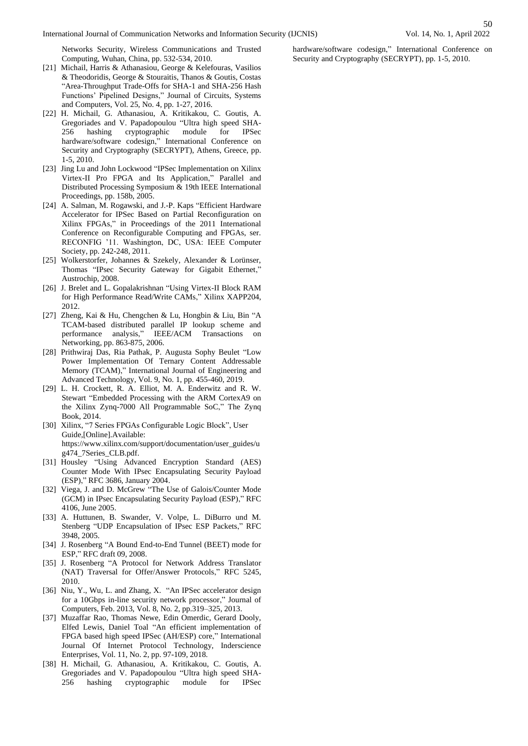Networks Security, Wireless Communications and Trusted Computing, Wuhan, China, pp. 532-534, 2010.

[21] Michail, Harris & Athanasiou, George & Kelefouras, Vasilios & Theodoridis, George & Stouraitis, Thanos & Goutis, Costas "Area-Throughput Trade-Offs for SHA-1 and SHA-256 Hash Functions' Pipelined Designs," Journal of Circuits, Systems and Computers, Vol. 25, No. 4, pp. 1-27, 2016.

[22] H. Michail, G. Athanasiou, A. Kritikakou, C. Goutis, A. Gregoriades and V. Papadopoulou "Ultra high speed SHA-256 hashing cryptographic module for IPSec hardware/software codesign," International Conference on Security and Cryptography (SECRYPT), Athens, Greece, pp. 1-5, 2010.

[23] Jing Lu and John Lockwood "IPSec Implementation on Xilinx Virtex-II Pro FPGA and Its Application," Parallel and Distributed Processing Symposium & 19th IEEE International Proceedings, pp. 158b, 2005.

[24] A. Salman, M. Rogawski, and J.-P. Kaps "Efficient Hardware Accelerator for IPSec Based on Partial Reconfiguration on Xilinx FPGAs," in Proceedings of the 2011 International Conference on Reconfigurable Computing and FPGAs, ser. RECONFIG '11. Washington, DC, USA: IEEE Computer Society, pp. 242-248, 2011.

[25] Wolkerstorfer, Johannes & Szekely, Alexander & Lorünser, Thomas "IPsec Security Gateway for Gigabit Ethernet," Austrochip, 2008.

[26] J. Brelet and L. Gopalakrishnan "Using Virtex-II Block RAM for High Performance Read/Write CAMs," Xilinx XAPP204, 2012.

[27] Zheng, Kai & Hu, Chengchen & Lu, Hongbin & Liu, Bin "A TCAM-based distributed parallel IP lookup scheme and performance analysis," IEEE/ACM Transactions on Networking, pp. 863-875, 2006.

[28] Prithwiraj Das, Ria Pathak, P. Augusta Sophy Beulet "Low Power Implementation Of Ternary Content Addressable Memory (TCAM)," International Journal of Engineering and Advanced Technology, Vol. 9, No. 1, pp. 455-460, 2019.

[29] L. H. Crockett, R. A. Elliot, M. A. Enderwitz and R. W. Stewart "Embedded Processing with the ARM CortexA9 on the Xilinx Zynq-7000 All Programmable SoC," The Zynq Book, 2014.

[30] Xilinx, "7 Series FPGAs Configurable Logic Block", User Guide,[Online].Available: https://www.xilinx.com/support/documentation/user_guides/ug474_7Series_CLB.pdf.

[31] Housley "Using Advanced Encryption Standard (AES) Counter Mode With IPsec Encapsulating Security Payload (ESP)," RFC 3686, January 2004.

[32] Viega, J. and D. McGrew "The Use of Galois/Counter Mode (GCM) in IPsec Encapsulating Security Payload (ESP)," RFC 4106, June 2005.

[33] A. Huttunen, B. Swander, V. Volpe, L. DiBurro und M. Stenberg "UDP Encapsulation of IPsec ESP Packets," RFC 3948, 2005.

[34] J. Rosenberg "A Bound End-to-End Tunnel (BEET) mode for ESP," RFC draft 09, 2008.

[35] J. Rosenberg "A Protocol for Network Address Translator (NAT) Traversal for Offer/Answer Protocols," RFC 5245, 2010.

[36] Niu, Y., Wu, L. and Zhang, X. "An IPSec accelerator design for a 10Gbps in-line security network processor," Journal of Computers, Feb. 2013, Vol. 8, No. 2, pp.319–325, 2013.

[37] Muzaffar Rao, Thomas Newe, Edin Omerdic, Gerard Dooly, Elfed Lewis, Daniel Toal "An efficient implementation of FPGA based high speed IPSec (AH/ESP) core," International Journal Of Internet Protocol Technology, Inderscience Enterprises, Vol. 11, No. 2, pp. 97-109, 2018.

[38] H. Michail, G. Athanasiou, A. Kritikakou, C. Goutis, A. Gregoriades and V. Papadopoulou "Ultra high speed SHA-256 hashing cryptographic module for IPSec hardware/software codesign," International Conference on Security and Cryptography (SECRYPT), pp. 1-5, 2010.